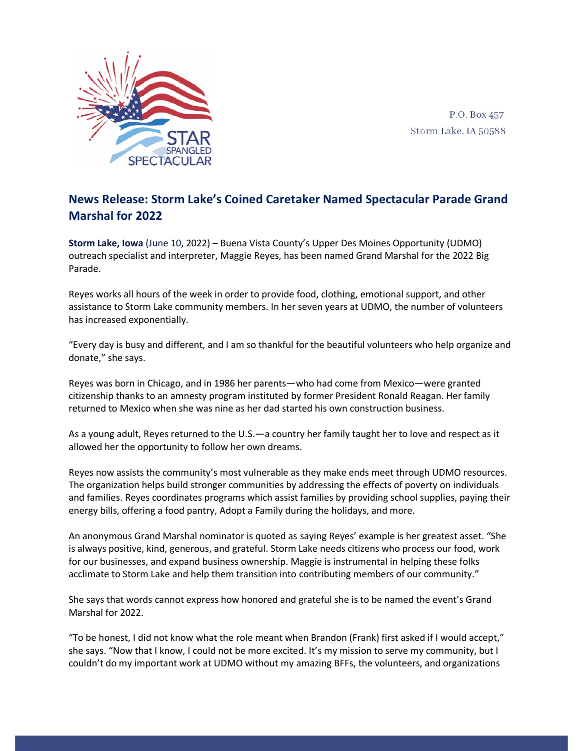P.O. Box 457
Storm Lake, IA 50588

## News Release: Storm Lake's Coined Caretaker Named Spectacular Parade Grand Marshal for 2022

**Storm Lake, Iowa** (June 10, 2022) – Buena Vista County's Upper Des Moines Opportunity (UDMO) outreach specialist and interpreter, Maggie Reyes, has been named Grand Marshal for the 2022 Big Parade.

Reyes works all hours of the week in order to provide food, clothing, emotional support, and other assistance to Storm Lake community members. In her seven years at UDMO, the number of volunteers has increased exponentially.

"Every day is busy and different, and I am so thankful for the beautiful volunteers who help organize and donate," she says.

Reyes was born in Chicago, and in 1986 her parents—who had come from Mexico—were granted citizenship thanks to an amnesty program instituted by former President Ronald Reagan. Her family returned to Mexico when she was nine as her dad started his own construction business.

As a young adult, Reyes returned to the U.S.—a country her family taught her to love and respect as it allowed her the opportunity to follow her own dreams.

Reyes now assists the community's most vulnerable as they make ends meet through UDMO resources. The organization helps build stronger communities by addressing the effects of poverty on individuals and families. Reyes coordinates programs which assist families by providing school supplies, paying their energy bills, offering a food pantry, Adopt a Family during the holidays, and more.

An anonymous Grand Marshal nominator is quoted as saying Reyes' example is her greatest asset. "She is always positive, kind, generous, and grateful. Storm Lake needs citizens who process our food, work for our businesses, and expand business ownership. Maggie is instrumental in helping these folks acclimate to Storm Lake and help them transition into contributing members of our community."

She says that words cannot express how honored and grateful she is to be named the event's Grand Marshal for 2022.

"To be honest, I did not know what the role meant when Brandon (Frank) first asked if I would accept," she says. "Now that I know, I could not be more excited. It's my mission to serve my community, but I couldn't do my important work at UDMO without my amazing BFFs, the volunteers, and organizations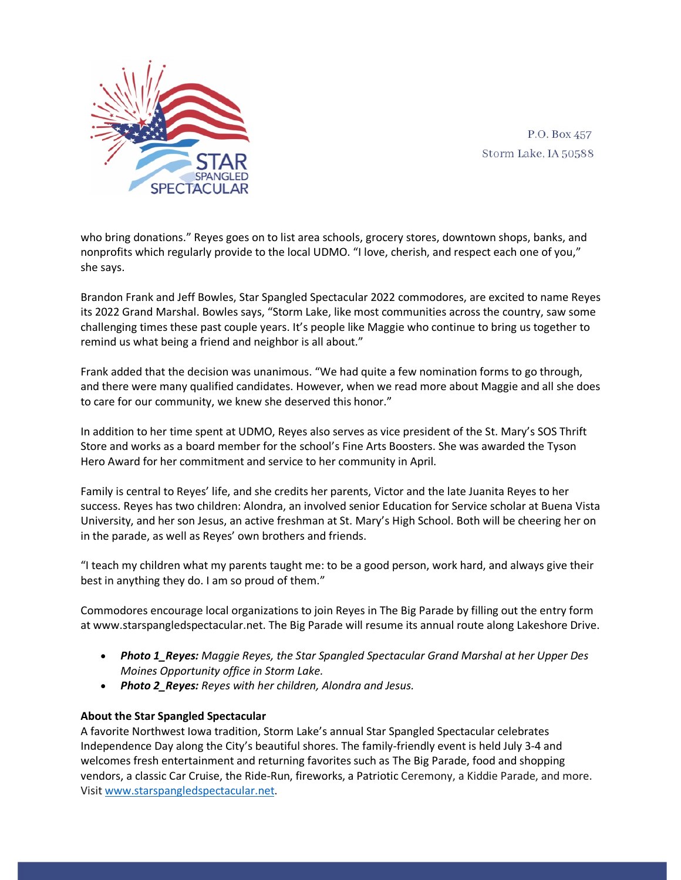P.O. Box 457
Storm Lake, IA 50588

who bring donations." Reyes goes on to list area schools, grocery stores, downtown shops, banks, and nonprofits which regularly provide to the local UDMO. "I love, cherish, and respect each one of you," she says.

Brandon Frank and Jeff Bowles, Star Spangled Spectacular 2022 commodores, are excited to name Reyes its 2022 Grand Marshal. Bowles says, "Storm Lake, like most communities across the country, saw some challenging times these past couple years. It's people like Maggie who continue to bring us together to remind us what being a friend and neighbor is all about."

Frank added that the decision was unanimous. "We had quite a few nomination forms to go through, and there were many qualified candidates. However, when we read more about Maggie and all she does to care for our community, we knew she deserved this honor."

In addition to her time spent at UDMO, Reyes also serves as vice president of the St. Mary's SOS Thrift Store and works as a board member for the school's Fine Arts Boosters. She was awarded the Tyson Hero Award for her commitment and service to her community in April.

Family is central to Reyes' life, and she credits her parents, Victor and the late Juanita Reyes to her success. Reyes has two children: Alondra, an involved senior Education for Service scholar at Buena Vista University, and her son Jesus, an active freshman at St. Mary's High School. Both will be cheering her on in the parade, as well as Reyes' own brothers and friends.

"I teach my children what my parents taught me: to be a good person, work hard, and always give their best in anything they do. I am so proud of them."

Commodores encourage local organizations to join Reyes in The Big Parade by filling out the entry form at www.starspangledspectacular.net. The Big Parade will resume its annual route along Lakeshore Drive.

- ***Photo 1_Reyes:*** *Maggie Reyes, the Star Spangled Spectacular Grand Marshal at her Upper Des Moines Opportunity office in Storm Lake.*
- ***Photo 2_Reyes:*** *Reyes with her children, Alondra and Jesus.*

**About the Star Spangled Spectacular**
A favorite Northwest Iowa tradition, Storm Lake's annual Star Spangled Spectacular celebrates Independence Day along the City's beautiful shores. The family-friendly event is held July 3-4 and welcomes fresh entertainment and returning favorites such as The Big Parade, food and shopping vendors, a classic Car Cruise, the Ride-Run, fireworks, a Patriotic Ceremony, a Kiddie Parade, and more. Visit www.starspangledspectacular.net.